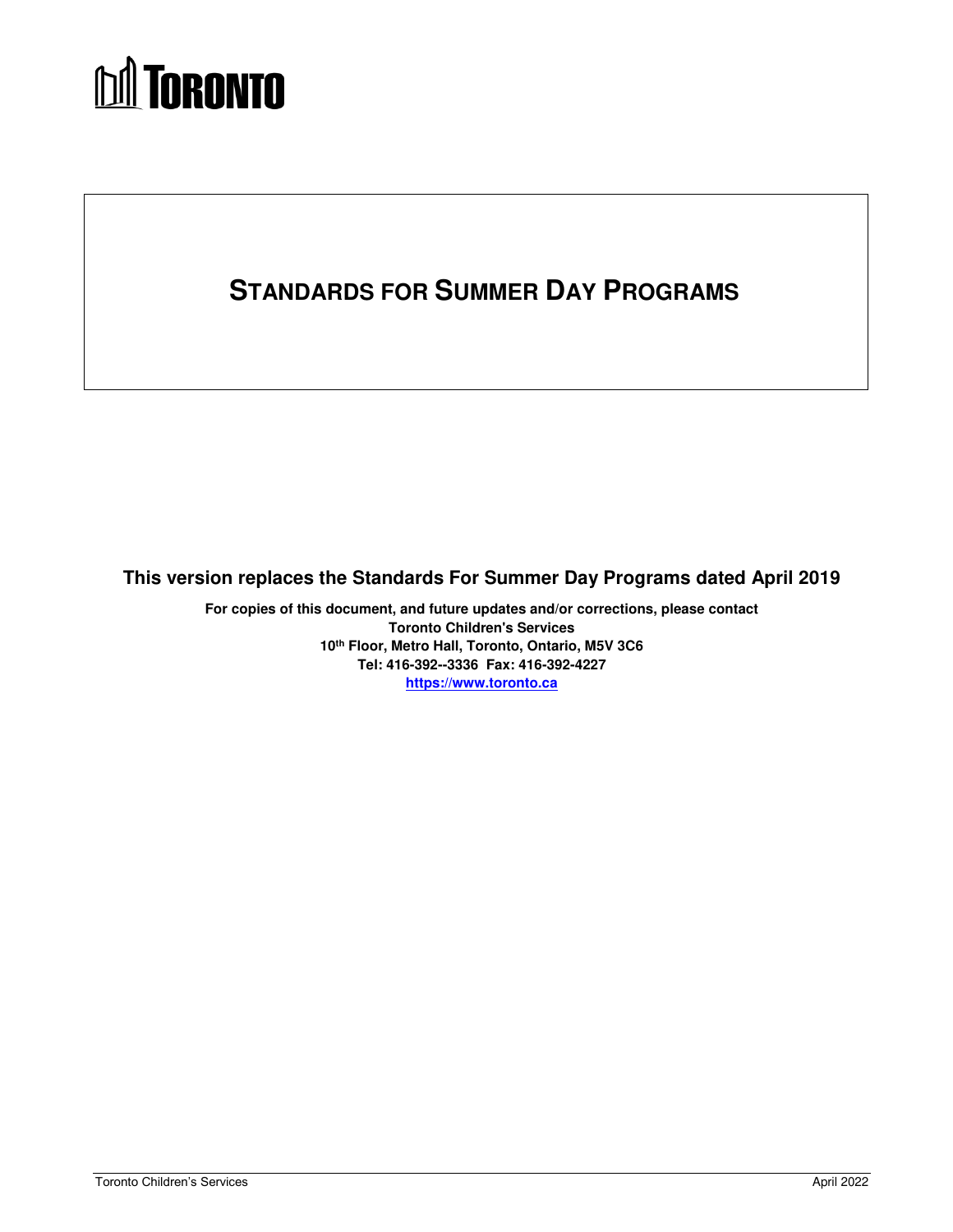TORONTO

# STANDARDS FOR SUMMER DAY PROGRAMS

**This version replaces the Standards For Summer Day Programs dated April 2019**

**For copies of this document, and future updates and/or corrections, please contact**
**Toronto Children's Services**
**10th Floor, Metro Hall, Toronto, Ontario, M5V 3C6**
**Tel: 416-392--3336 Fax: 416-392-4227**
**https://www.toronto.ca**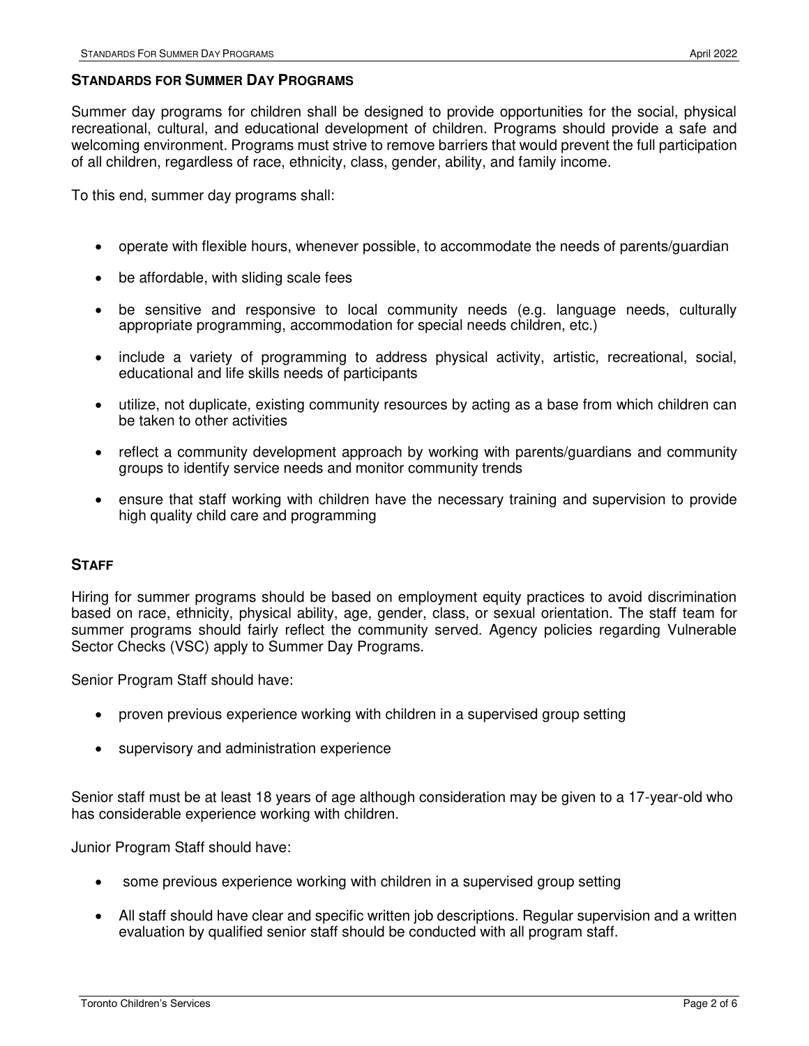## STANDARDS FOR SUMMER DAY PROGRAMS

Summer day programs for children shall be designed to provide opportunities for the social, physical recreational, cultural, and educational development of children. Programs should provide a safe and welcoming environment. Programs must strive to remove barriers that would prevent the full participation of all children, regardless of race, ethnicity, class, gender, ability, and family income.

To this end, summer day programs shall:

- operate with flexible hours, whenever possible, to accommodate the needs of parents/guardian
- be affordable, with sliding scale fees
- be sensitive and responsive to local community needs (e.g. language needs, culturally appropriate programming, accommodation for special needs children, etc.)
- include a variety of programming to address physical activity, artistic, recreational, social, educational and life skills needs of participants
- utilize, not duplicate, existing community resources by acting as a base from which children can be taken to other activities
- reflect a community development approach by working with parents/guardians and community groups to identify service needs and monitor community trends
- ensure that staff working with children have the necessary training and supervision to provide high quality child care and programming

## STAFF

Hiring for summer programs should be based on employment equity practices to avoid discrimination based on race, ethnicity, physical ability, age, gender, class, or sexual orientation. The staff team for summer programs should fairly reflect the community served. Agency policies regarding Vulnerable Sector Checks (VSC) apply to Summer Day Programs.

Senior Program Staff should have:

- proven previous experience working with children in a supervised group setting
- supervisory and administration experience

Senior staff must be at least 18 years of age although consideration may be given to a 17-year-old who has considerable experience working with children.

Junior Program Staff should have:

- some previous experience working with children in a supervised group setting
- All staff should have clear and specific written job descriptions. Regular supervision and a written evaluation by qualified senior staff should be conducted with all program staff.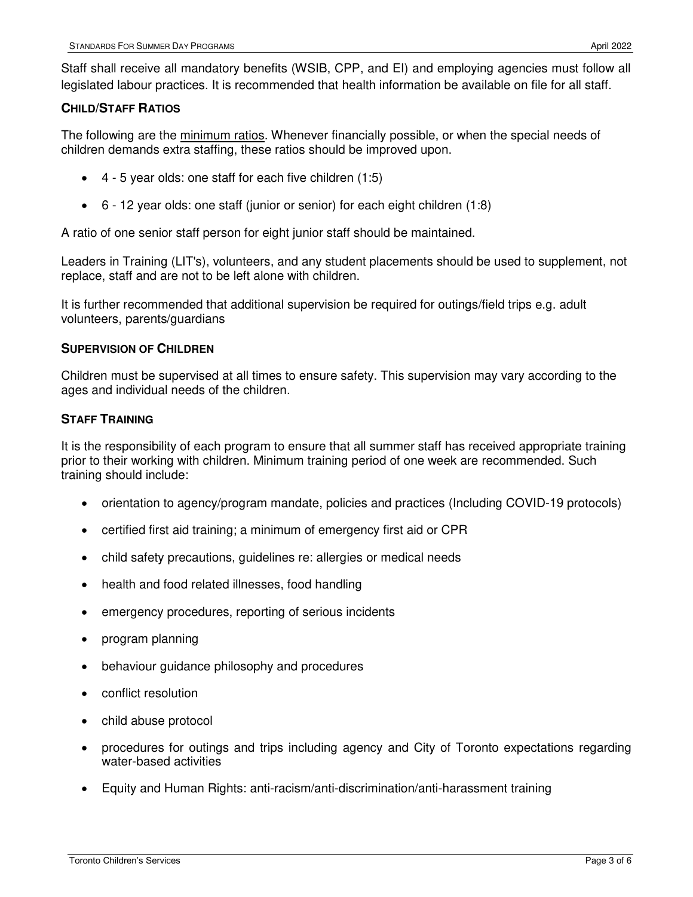Staff shall receive all mandatory benefits (WSIB, CPP, and EI) and employing agencies must follow all legislated labour practices. It is recommended that health information be available on file for all staff.

## CHILD/STAFF RATIOS

The following are the minimum ratios. Whenever financially possible, or when the special needs of children demands extra staffing, these ratios should be improved upon.

- 4 - 5 year olds: one staff for each five children (1:5)
- 6 - 12 year olds: one staff (junior or senior) for each eight children (1:8)

A ratio of one senior staff person for eight junior staff should be maintained.

Leaders in Training (LIT's), volunteers, and any student placements should be used to supplement, not replace, staff and are not to be left alone with children.

It is further recommended that additional supervision be required for outings/field trips e.g. adult volunteers, parents/guardians

## SUPERVISION OF CHILDREN

Children must be supervised at all times to ensure safety. This supervision may vary according to the ages and individual needs of the children.

## STAFF TRAINING

It is the responsibility of each program to ensure that all summer staff has received appropriate training prior to their working with children. Minimum training period of one week are recommended. Such training should include:

- orientation to agency/program mandate, policies and practices (Including COVID-19 protocols)
- certified first aid training; a minimum of emergency first aid or CPR
- child safety precautions, guidelines re: allergies or medical needs
- health and food related illnesses, food handling
- emergency procedures, reporting of serious incidents
- program planning
- behaviour guidance philosophy and procedures
- conflict resolution
- child abuse protocol
- procedures for outings and trips including agency and City of Toronto expectations regarding water-based activities
- Equity and Human Rights: anti-racism/anti-discrimination/anti-harassment training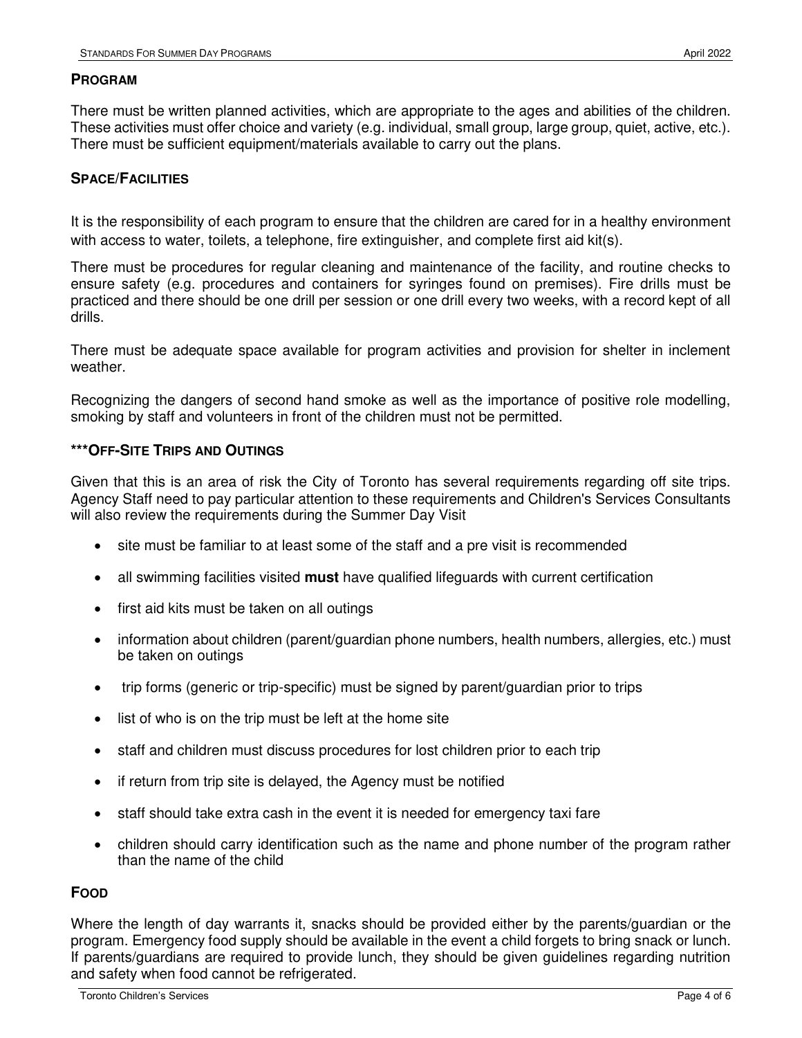## PROGRAM

There must be written planned activities, which are appropriate to the ages and abilities of the children. These activities must offer choice and variety (e.g. individual, small group, large group, quiet, active, etc.). There must be sufficient equipment/materials available to carry out the plans.

## SPACE/FACILITIES

It is the responsibility of each program to ensure that the children are cared for in a healthy environment with access to water, toilets, a telephone, fire extinguisher, and complete first aid kit(s).

There must be procedures for regular cleaning and maintenance of the facility, and routine checks to ensure safety (e.g. procedures and containers for syringes found on premises). Fire drills must be practiced and there should be one drill per session or one drill every two weeks, with a record kept of all drills.

There must be adequate space available for program activities and provision for shelter in inclement weather.

Recognizing the dangers of second hand smoke as well as the importance of positive role modelling, smoking by staff and volunteers in front of the children must not be permitted.

## ***OFF-SITE TRIPS AND OUTINGS

Given that this is an area of risk the City of Toronto has several requirements regarding off site trips. Agency Staff need to pay particular attention to these requirements and Children's Services Consultants will also review the requirements during the Summer Day Visit

- site must be familiar to at least some of the staff and a pre visit is recommended
- all swimming facilities visited **must** have qualified lifeguards with current certification
- first aid kits must be taken on all outings
- information about children (parent/guardian phone numbers, health numbers, allergies, etc.) must be taken on outings
- trip forms (generic or trip-specific) must be signed by parent/guardian prior to trips
- list of who is on the trip must be left at the home site
- staff and children must discuss procedures for lost children prior to each trip
- if return from trip site is delayed, the Agency must be notified
- staff should take extra cash in the event it is needed for emergency taxi fare
- children should carry identification such as the name and phone number of the program rather than the name of the child

## FOOD

Where the length of day warrants it, snacks should be provided either by the parents/guardian or the program. Emergency food supply should be available in the event a child forgets to bring snack or lunch. If parents/guardians are required to provide lunch, they should be given guidelines regarding nutrition and safety when food cannot be refrigerated.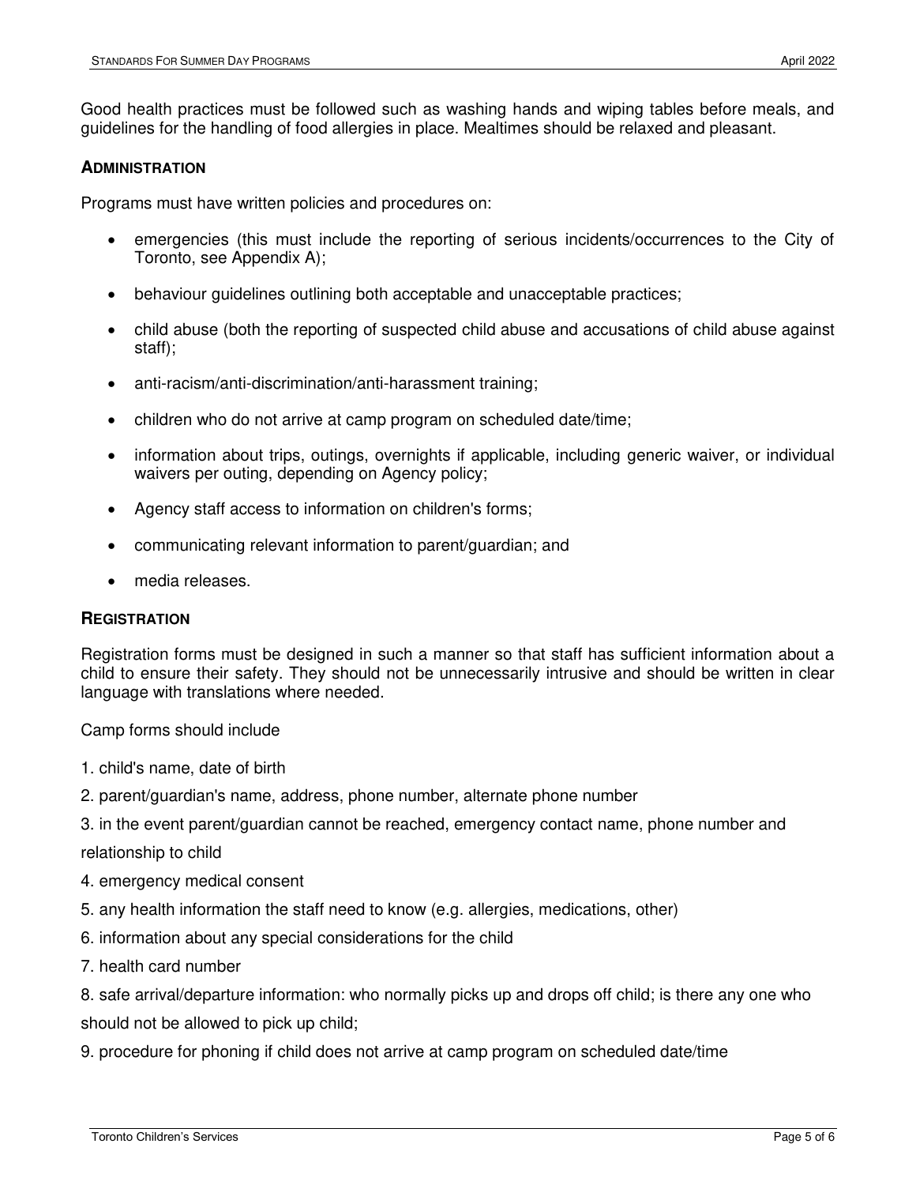Good health practices must be followed such as washing hands and wiping tables before meals, and guidelines for the handling of food allergies in place. Mealtimes should be relaxed and pleasant.

### ADMINISTRATION

Programs must have written policies and procedures on:

- emergencies (this must include the reporting of serious incidents/occurrences to the City of Toronto, see Appendix A);
- behaviour guidelines outlining both acceptable and unacceptable practices;
- child abuse (both the reporting of suspected child abuse and accusations of child abuse against staff);
- anti-racism/anti-discrimination/anti-harassment training;
- children who do not arrive at camp program on scheduled date/time;
- information about trips, outings, overnights if applicable, including generic waiver, or individual waivers per outing, depending on Agency policy;
- Agency staff access to information on children's forms;
- communicating relevant information to parent/guardian; and
- media releases.

### REGISTRATION

Registration forms must be designed in such a manner so that staff has sufficient information about a child to ensure their safety. They should not be unnecessarily intrusive and should be written in clear language with translations where needed.

Camp forms should include

1. child's name, date of birth
2. parent/guardian's name, address, phone number, alternate phone number
3. in the event parent/guardian cannot be reached, emergency contact name, phone number and relationship to child
4. emergency medical consent
5. any health information the staff need to know (e.g. allergies, medications, other)
6. information about any special considerations for the child
7. health card number
8. safe arrival/departure information: who normally picks up and drops off child; is there any one who should not be allowed to pick up child;
9. procedure for phoning if child does not arrive at camp program on scheduled date/time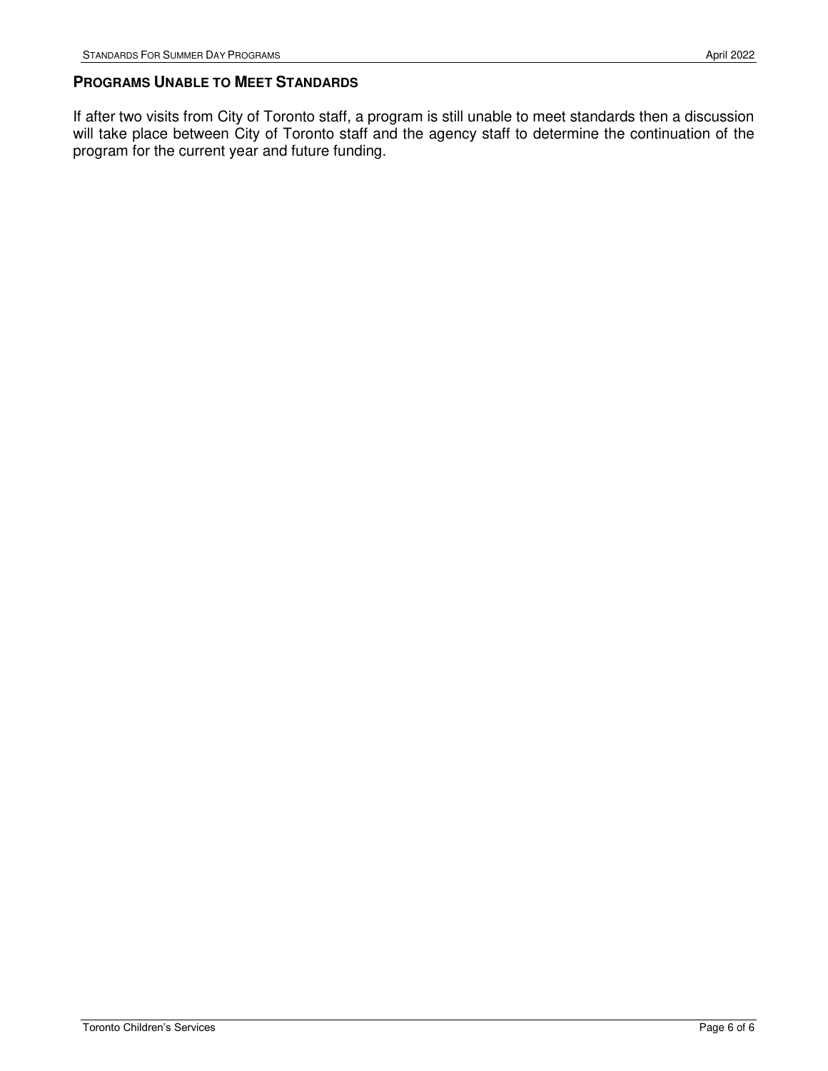## Programs Unable to Meet Standards

If after two visits from City of Toronto staff, a program is still unable to meet standards then a discussion will take place between City of Toronto staff and the agency staff to determine the continuation of the program for the current year and future funding.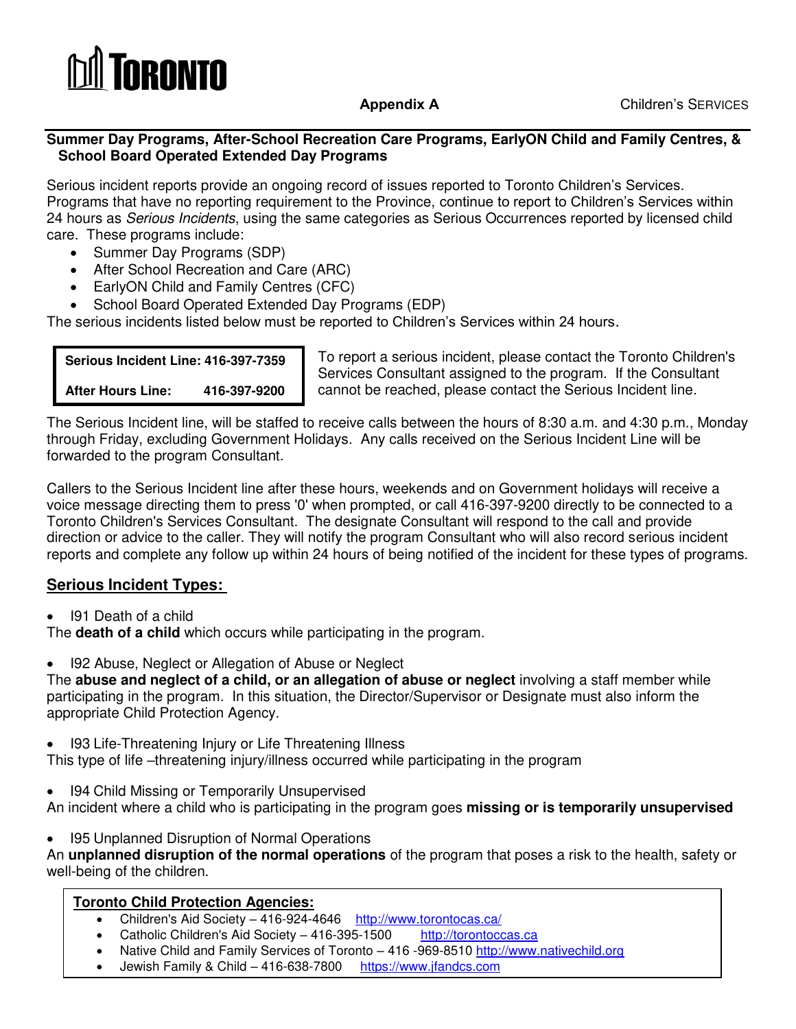**TORONTO**

**Appendix A** Children's SERVICES

**Summary Day Programs, After-School Recreation Care Programs, EarlyON Child and Family Centres, & School Board Operated Extended Day Programs**

Serious incident reports provide an ongoing record of issues reported to Toronto Children's Services. Programs that have no reporting requirement to the Province, continue to report to Children's Services within 24 hours as *Serious Incidents*, using the same categories as Serious Occurrences reported by licensed child care. These programs include:

- Summer Day Programs (SDP)
- After School Recreation and Care (ARC)
- EarlyON Child and Family Centres (CFC)
- School Board Operated Extended Day Programs (EDP)

The serious incidents listed below must be reported to Children's Services within 24 hours.

**Serious Incident Line: 416-397-7359**

**After Hours Line: 416-397-9200**

To report a serious incident, please contact the Toronto Children's Services Consultant assigned to the program. If the Consultant cannot be reached, please contact the Serious Incident line.

The Serious Incident line, will be staffed to receive calls between the hours of 8:30 a.m. and 4:30 p.m., Monday through Friday, excluding Government Holidays. Any calls received on the Serious Incident Line will be forwarded to the program Consultant.

Callers to the Serious Incident line after these hours, weekends and on Government holidays will receive a voice message directing them to press '0' when prompted, or call 416-397-9200 directly to be connected to a Toronto Children's Services Consultant. The designate Consultant will respond to the call and provide direction or advice to the caller. They will notify the program Consultant who will also record serious incident reports and complete any follow up within 24 hours of being notified of the incident for these types of programs.

## Serious Incident Types:

- I91 Death of a child

The **death of a child** which occurs while participating in the program.

- I92 Abuse, Neglect or Allegation of Abuse or Neglect

The **abuse and neglect of a child, or an allegation of abuse or neglect** involving a staff member while participating in the program. In this situation, the Director/Supervisor or Designate must also inform the appropriate Child Protection Agency.

- I93 Life-Threatening Injury or Life Threatening Illness

This type of life –threatening injury/illness occurred while participating in the program

- I94 Child Missing or Temporarily Unsupervised

An incident where a child who is participating in the program goes **missing or is temporarily unsupervised**

- I95 Unplanned Disruption of Normal Operations

An **unplanned disruption of the normal operations** of the program that poses a risk to the health, safety or well-being of the children.

**Toronto Child Protection Agencies:**

- Children's Aid Society – 416-924-4646 http://www.torontocas.ca/
- Catholic Children's Aid Society – 416-395-1500 http://torontoccas.ca
- Native Child and Family Services of Toronto – 416 -969-8510 http://www.nativechild.org
- Jewish Family & Child – 416-638-7800 https://www.jfandcs.com